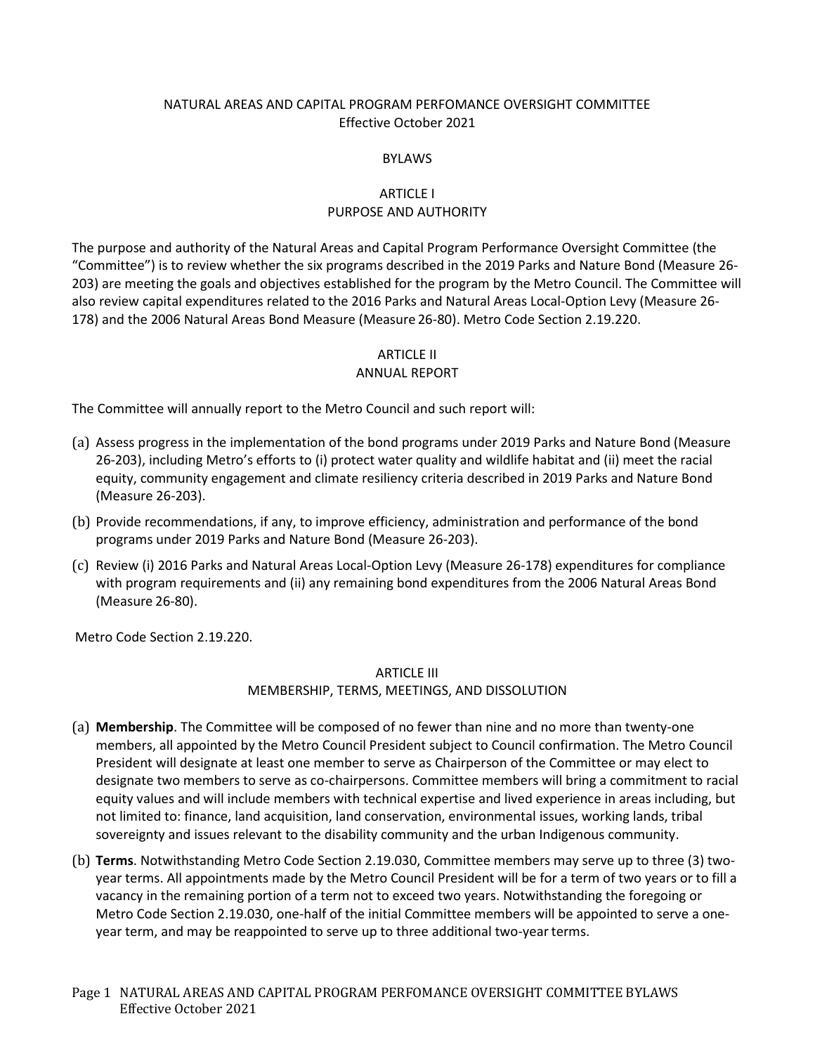# NATURAL AREAS AND CAPITAL PROGRAM PERFOMANCE OVERSIGHT COMMITTEE

Effective October 2021

## BYLAWS

## ARTICLE I
## PURPOSE AND AUTHORITY

The purpose and authority of the Natural Areas and Capital Program Performance Oversight Committee (the "Committee") is to review whether the six programs described in the 2019 Parks and Nature Bond (Measure 26-203) are meeting the goals and objectives established for the program by the Metro Council. The Committee will also review capital expenditures related to the 2016 Parks and Natural Areas Local-Option Levy (Measure 26-178) and the 2006 Natural Areas Bond Measure (Measure 26-80). Metro Code Section 2.19.220.

## ARTICLE II
## ANNUAL REPORT

The Committee will annually report to the Metro Council and such report will:

(a) Assess progress in the implementation of the bond programs under 2019 Parks and Nature Bond (Measure 26-203), including Metro's efforts to (i) protect water quality and wildlife habitat and (ii) meet the racial equity, community engagement and climate resiliency criteria described in 2019 Parks and Nature Bond (Measure 26-203).

(b) Provide recommendations, if any, to improve efficiency, administration and performance of the bond programs under 2019 Parks and Nature Bond (Measure 26-203).

(c) Review (i) 2016 Parks and Natural Areas Local-Option Levy (Measure 26-178) expenditures for compliance with program requirements and (ii) any remaining bond expenditures from the 2006 Natural Areas Bond (Measure 26-80).

Metro Code Section 2.19.220.

## ARTICLE III
## MEMBERSHIP, TERMS, MEETINGS, AND DISSOLUTION

(a) **Membership**. The Committee will be composed of no fewer than nine and no more than twenty-one members, all appointed by the Metro Council President subject to Council confirmation. The Metro Council President will designate at least one member to serve as Chairperson of the Committee or may elect to designate two members to serve as co-chairpersons. Committee members will bring a commitment to racial equity values and will include members with technical expertise and lived experience in areas including, but not limited to: finance, land acquisition, land conservation, environmental issues, working lands, tribal sovereignty and issues relevant to the disability community and the urban Indigenous community.

(b) **Terms**. Notwithstanding Metro Code Section 2.19.030, Committee members may serve up to three (3) two-year terms. All appointments made by the Metro Council President will be for a term of two years or to fill a vacancy in the remaining portion of a term not to exceed two years. Notwithstanding the foregoing or Metro Code Section 2.19.030, one-half of the initial Committee members will be appointed to serve a one-year term, and may be reappointed to serve up to three additional two-year terms.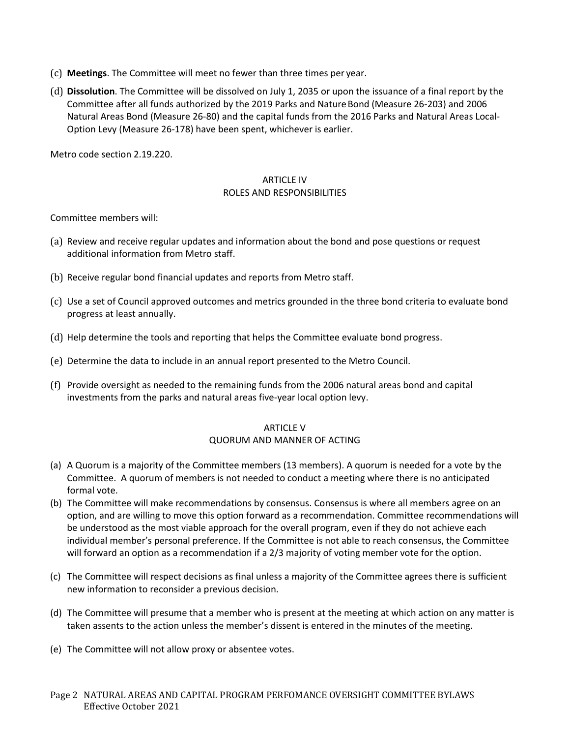(c) **Meetings**. The Committee will meet no fewer than three times per year.

(d) **Dissolution**. The Committee will be dissolved on July 1, 2035 or upon the issuance of a final report by the Committee after all funds authorized by the 2019 Parks and Nature Bond (Measure 26-203) and 2006 Natural Areas Bond (Measure 26-80) and the capital funds from the 2016 Parks and Natural Areas Local-Option Levy (Measure 26-178) have been spent, whichever is earlier.

Metro code section 2.19.220.

## ARTICLE IV
## ROLES AND RESPONSIBILITIES

Committee members will:

(a) Review and receive regular updates and information about the bond and pose questions or request additional information from Metro staff.

(b) Receive regular bond financial updates and reports from Metro staff.

(c) Use a set of Council approved outcomes and metrics grounded in the three bond criteria to evaluate bond progress at least annually.

(d) Help determine the tools and reporting that helps the Committee evaluate bond progress.

(e) Determine the data to include in an annual report presented to the Metro Council.

(f) Provide oversight as needed to the remaining funds from the 2006 natural areas bond and capital investments from the parks and natural areas five-year local option levy.

## ARTICLE V
## QUORUM AND MANNER OF ACTING

(a) A Quorum is a majority of the Committee members (13 members). A quorum is needed for a vote by the Committee. A quorum of members is not needed to conduct a meeting where there is no anticipated formal vote.

(b) The Committee will make recommendations by consensus. Consensus is where all members agree on an option, and are willing to move this option forward as a recommendation. Committee recommendations will be understood as the most viable approach for the overall program, even if they do not achieve each individual member's personal preference. If the Committee is not able to reach consensus, the Committee will forward an option as a recommendation if a 2/3 majority of voting member vote for the option.

(c) The Committee will respect decisions as final unless a majority of the Committee agrees there is sufficient new information to reconsider a previous decision.

(d) The Committee will presume that a member who is present at the meeting at which action on any matter is taken assents to the action unless the member's dissent is entered in the minutes of the meeting.

(e) The Committee will not allow proxy or absentee votes.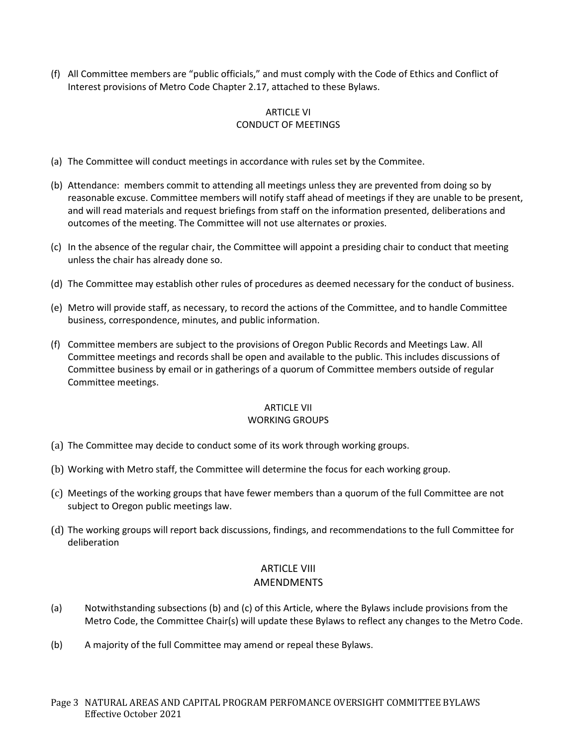(f) All Committee members are "public officials," and must comply with the Code of Ethics and Conflict of Interest provisions of Metro Code Chapter 2.17, attached to these Bylaws.

## ARTICLE VI
## CONDUCT OF MEETINGS

(a) The Committee will conduct meetings in accordance with rules set by the Commitee.

(b) Attendance: members commit to attending all meetings unless they are prevented from doing so by reasonable excuse. Committee members will notify staff ahead of meetings if they are unable to be present, and will read materials and request briefings from staff on the information presented, deliberations and outcomes of the meeting. The Committee will not use alternates or proxies.

(c) In the absence of the regular chair, the Committee will appoint a presiding chair to conduct that meeting unless the chair has already done so.

(d) The Committee may establish other rules of procedures as deemed necessary for the conduct of business.

(e) Metro will provide staff, as necessary, to record the actions of the Committee, and to handle Committee business, correspondence, minutes, and public information.

(f) Committee members are subject to the provisions of Oregon Public Records and Meetings Law. All Committee meetings and records shall be open and available to the public. This includes discussions of Committee business by email or in gatherings of a quorum of Committee members outside of regular Committee meetings.

## ARTICLE VII
## WORKING GROUPS

(a) The Committee may decide to conduct some of its work through working groups.

(b) Working with Metro staff, the Committee will determine the focus for each working group.

(c) Meetings of the working groups that have fewer members than a quorum of the full Committee are not subject to Oregon public meetings law.

(d) The working groups will report back discussions, findings, and recommendations to the full Committee for deliberation

## ARTICLE VIII
## AMENDMENTS

(a) Notwithstanding subsections (b) and (c) of this Article, where the Bylaws include provisions from the Metro Code, the Committee Chair(s) will update these Bylaws to reflect any changes to the Metro Code.

(b) A majority of the full Committee may amend or repeal these Bylaws.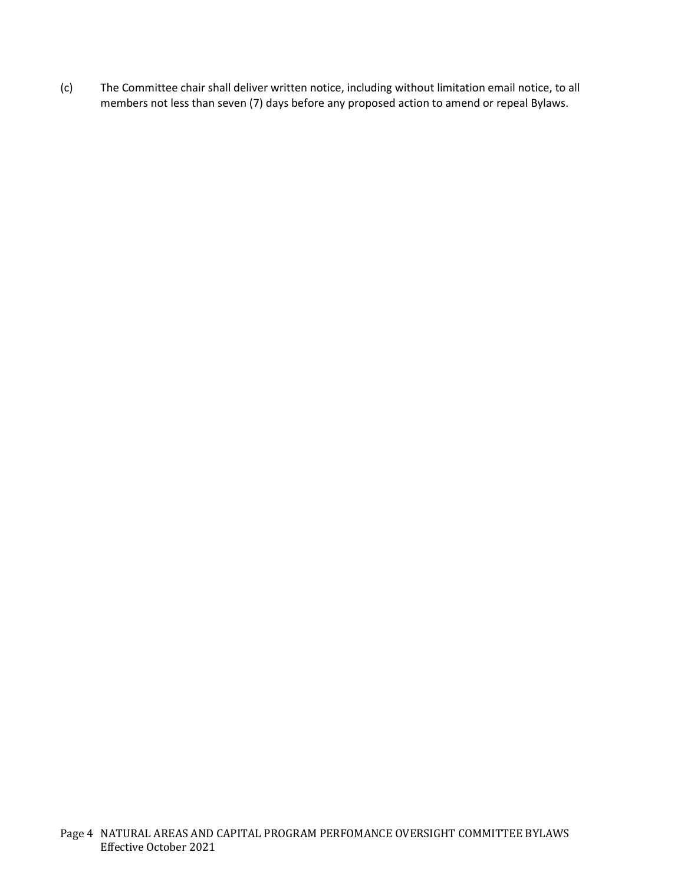(c) The Committee chair shall deliver written notice, including without limitation email notice, to all members not less than seven (7) days before any proposed action to amend or repeal Bylaws.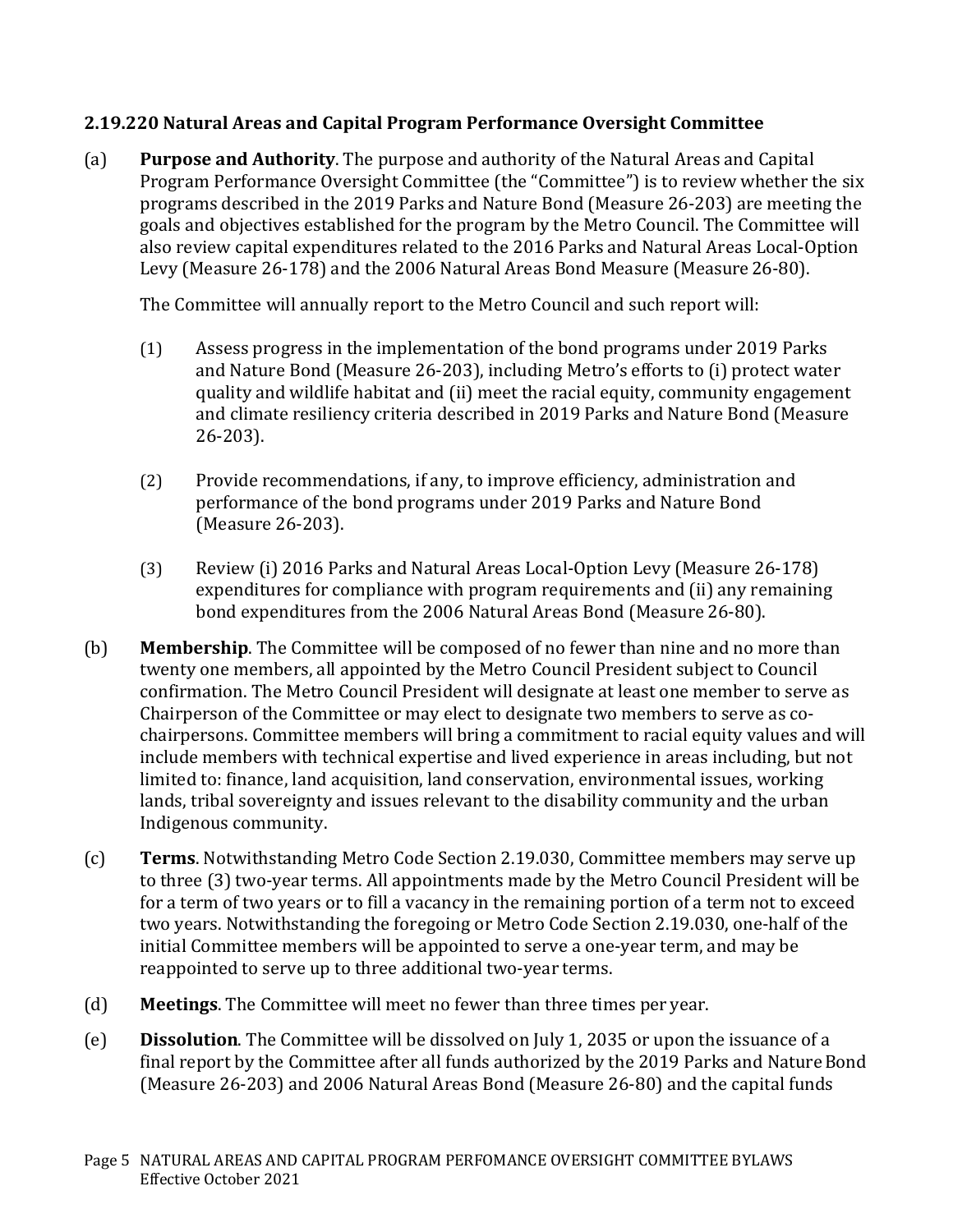### 2.19.220 Natural Areas and Capital Program Performance Oversight Committee

(a) **Purpose and Authority**. The purpose and authority of the Natural Areas and Capital Program Performance Oversight Committee (the "Committee") is to review whether the six programs described in the 2019 Parks and Nature Bond (Measure 26-203) are meeting the goals and objectives established for the program by the Metro Council. The Committee will also review capital expenditures related to the 2016 Parks and Natural Areas Local-Option Levy (Measure 26-178) and the 2006 Natural Areas Bond Measure (Measure 26-80).

The Committee will annually report to the Metro Council and such report will:

(1) Assess progress in the implementation of the bond programs under 2019 Parks and Nature Bond (Measure 26-203), including Metro's efforts to (i) protect water quality and wildlife habitat and (ii) meet the racial equity, community engagement and climate resiliency criteria described in 2019 Parks and Nature Bond (Measure 26-203).

(2) Provide recommendations, if any, to improve efficiency, administration and performance of the bond programs under 2019 Parks and Nature Bond (Measure 26-203).

(3) Review (i) 2016 Parks and Natural Areas Local-Option Levy (Measure 26-178) expenditures for compliance with program requirements and (ii) any remaining bond expenditures from the 2006 Natural Areas Bond (Measure 26-80).

(b) **Membership**. The Committee will be composed of no fewer than nine and no more than twenty one members, all appointed by the Metro Council President subject to Council confirmation. The Metro Council President will designate at least one member to serve as Chairperson of the Committee or may elect to designate two members to serve as co-chairpersons. Committee members will bring a commitment to racial equity values and will include members with technical expertise and lived experience in areas including, but not limited to: finance, land acquisition, land conservation, environmental issues, working lands, tribal sovereignty and issues relevant to the disability community and the urban Indigenous community.

(c) **Terms**. Notwithstanding Metro Code Section 2.19.030, Committee members may serve up to three (3) two-year terms. All appointments made by the Metro Council President will be for a term of two years or to fill a vacancy in the remaining portion of a term not to exceed two years. Notwithstanding the foregoing or Metro Code Section 2.19.030, one-half of the initial Committee members will be appointed to serve a one-year term, and may be reappointed to serve up to three additional two-year terms.

(d) **Meetings**. The Committee will meet no fewer than three times per year.

(e) **Dissolution**. The Committee will be dissolved on July 1, 2035 or upon the issuance of a final report by the Committee after all funds authorized by the 2019 Parks and Nature Bond (Measure 26-203) and 2006 Natural Areas Bond (Measure 26-80) and the capital funds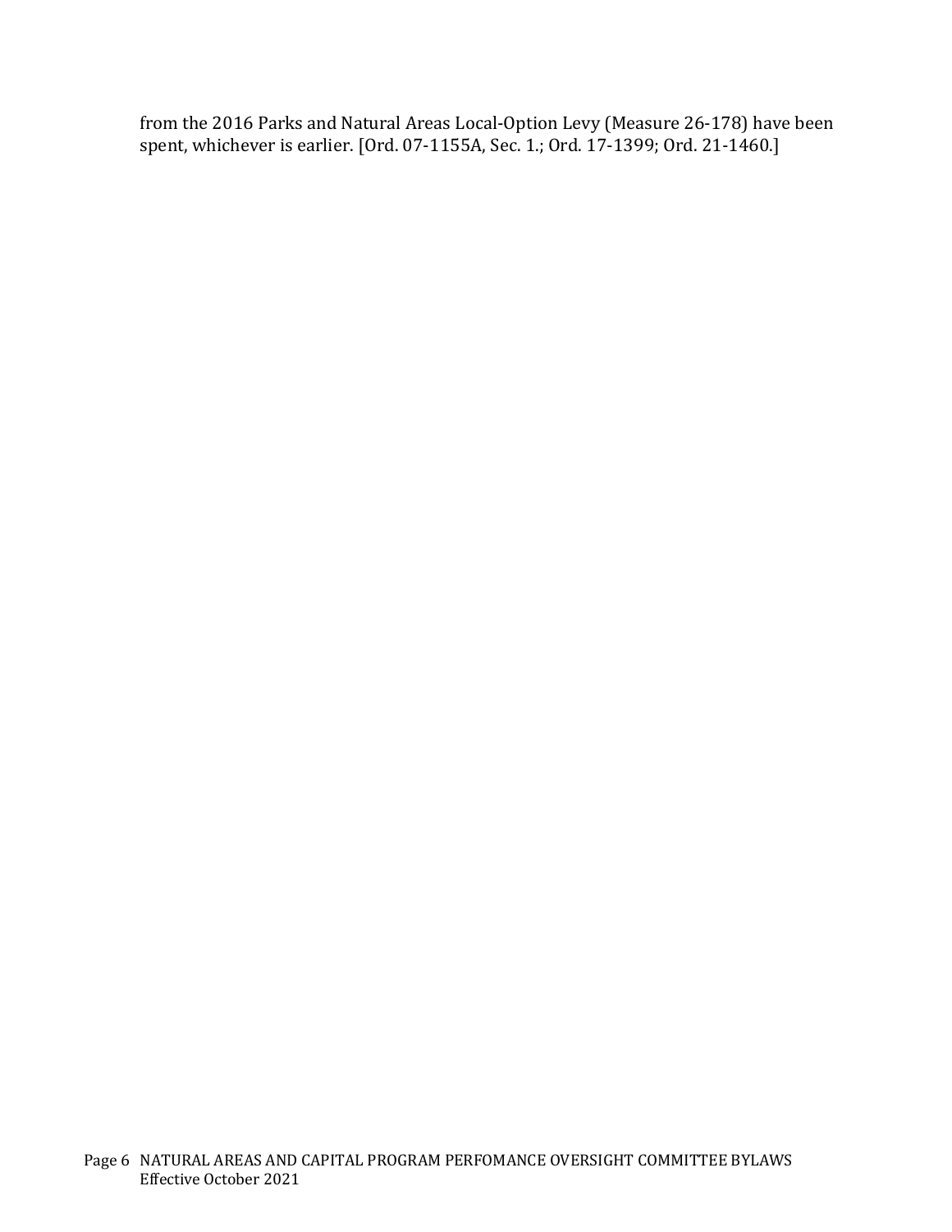from the 2016 Parks and Natural Areas Local-Option Levy (Measure 26-178) have been spent, whichever is earlier. [Ord. 07-1155A, Sec. 1.; Ord. 17-1399; Ord. 21-1460.]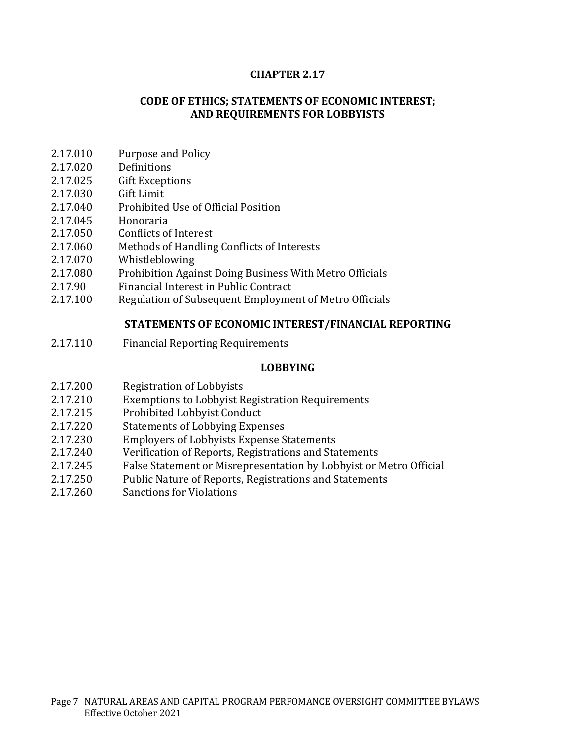# CHAPTER 2.17

## CODE OF ETHICS; STATEMENTS OF ECONOMIC INTEREST; AND REQUIREMENTS FOR LOBBYISTS

2.17.010 Purpose and Policy
2.17.020 Definitions
2.17.025 Gift Exceptions
2.17.030 Gift Limit
2.17.040 Prohibited Use of Official Position
2.17.045 Honoraria
2.17.050 Conflicts of Interest
2.17.060 Methods of Handling Conflicts of Interests
2.17.070 Whistleblowing
2.17.080 Prohibition Against Doing Business With Metro Officials
2.17.90 Financial Interest in Public Contract
2.17.100 Regulation of Subsequent Employment of Metro Officials

### STATEMENTS OF ECONOMIC INTEREST/FINANCIAL REPORTING

2.17.110 Financial Reporting Requirements

### LOBBYING

2.17.200 Registration of Lobbyists
2.17.210 Exemptions to Lobbyist Registration Requirements
2.17.215 Prohibited Lobbyist Conduct
2.17.220 Statements of Lobbying Expenses
2.17.230 Employers of Lobbyists Expense Statements
2.17.240 Verification of Reports, Registrations and Statements
2.17.245 False Statement or Misrepresentation by Lobbyist or Metro Official
2.17.250 Public Nature of Reports, Registrations and Statements
2.17.260 Sanctions for Violations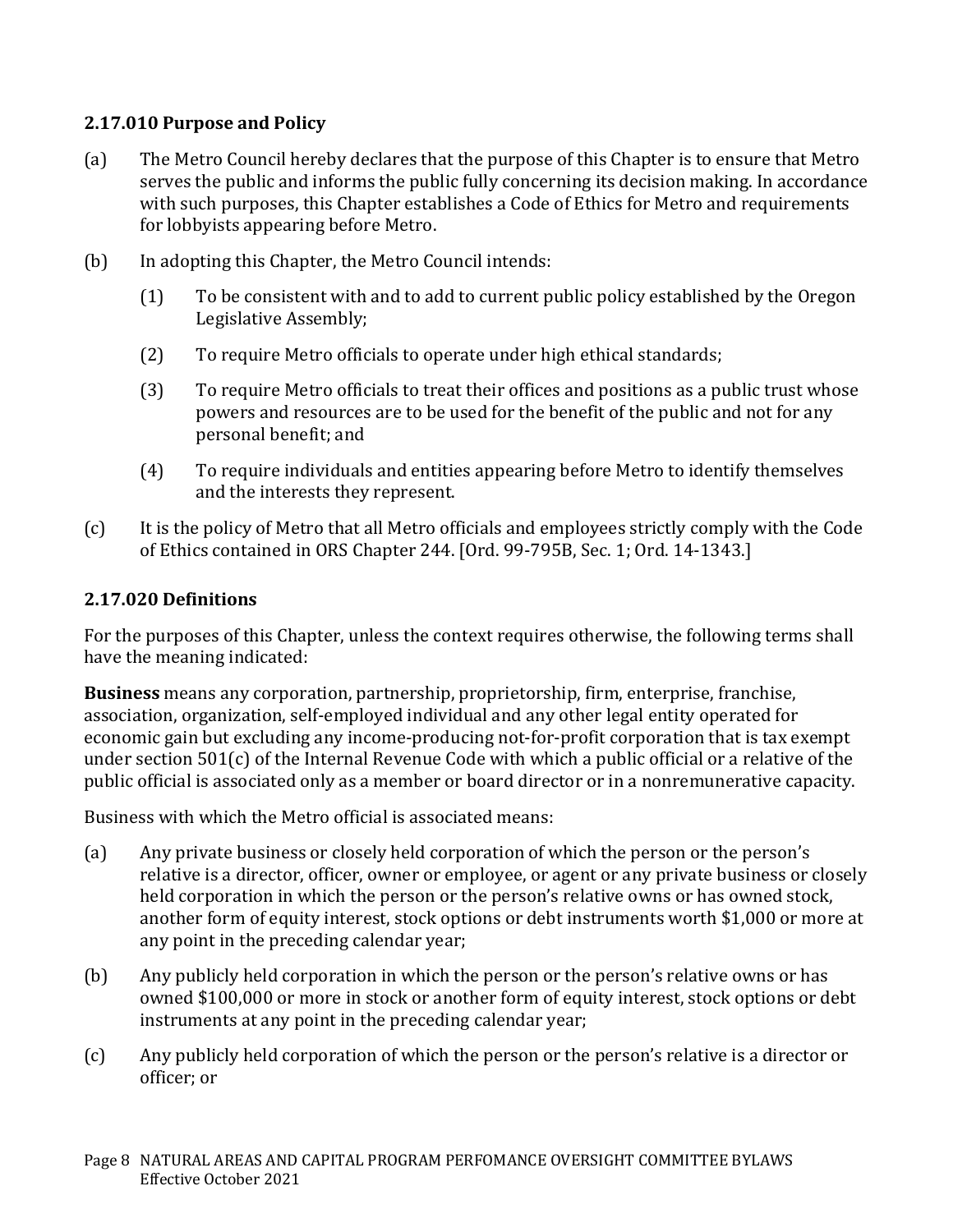### 2.17.010 Purpose and Policy

(a) The Metro Council hereby declares that the purpose of this Chapter is to ensure that Metro serves the public and informs the public fully concerning its decision making. In accordance with such purposes, this Chapter establishes a Code of Ethics for Metro and requirements for lobbyists appearing before Metro.

(b) In adopting this Chapter, the Metro Council intends:

   (1) To be consistent with and to add to current public policy established by the Oregon Legislative Assembly;

   (2) To require Metro officials to operate under high ethical standards;

   (3) To require Metro officials to treat their offices and positions as a public trust whose powers and resources are to be used for the benefit of the public and not for any personal benefit; and

   (4) To require individuals and entities appearing before Metro to identify themselves and the interests they represent.

(c) It is the policy of Metro that all Metro officials and employees strictly comply with the Code of Ethics contained in ORS Chapter 244. [Ord. 99-795B, Sec. 1; Ord. 14-1343.]

### 2.17.020 Definitions

For the purposes of this Chapter, unless the context requires otherwise, the following terms shall have the meaning indicated:

**Business** means any corporation, partnership, proprietorship, firm, enterprise, franchise, association, organization, self-employed individual and any other legal entity operated for economic gain but excluding any income-producing not-for-profit corporation that is tax exempt under section 501(c) of the Internal Revenue Code with which a public official or a relative of the public official is associated only as a member or board director or in a nonremunerative capacity.

Business with which the Metro official is associated means:

(a) Any private business or closely held corporation of which the person or the person's relative is a director, officer, owner or employee, or agent or any private business or closely held corporation in which the person or the person's relative owns or has owned stock, another form of equity interest, stock options or debt instruments worth $1,000 or more at any point in the preceding calendar year;

(b) Any publicly held corporation in which the person or the person's relative owns or has owned $100,000 or more in stock or another form of equity interest, stock options or debt instruments at any point in the preceding calendar year;

(c) Any publicly held corporation of which the person or the person's relative is a director or officer; or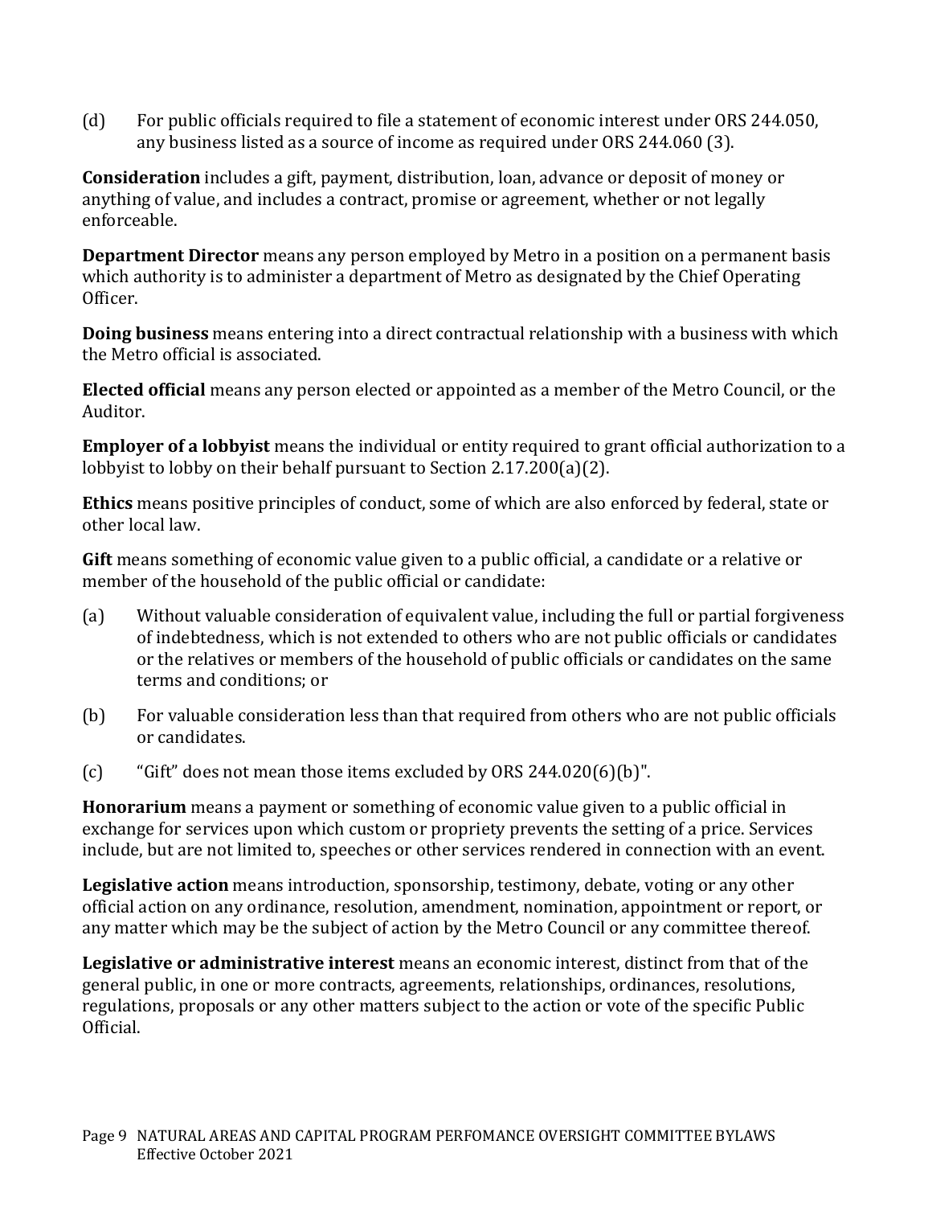(d) For public officials required to file a statement of economic interest under ORS 244.050, any business listed as a source of income as required under ORS 244.060 (3).

**Consideration** includes a gift, payment, distribution, loan, advance or deposit of money or anything of value, and includes a contract, promise or agreement, whether or not legally enforceable.

**Department Director** means any person employed by Metro in a position on a permanent basis which authority is to administer a department of Metro as designated by the Chief Operating Officer.

**Doing business** means entering into a direct contractual relationship with a business with which the Metro official is associated.

**Elected official** means any person elected or appointed as a member of the Metro Council, or the Auditor.

**Employer of a lobbyist** means the individual or entity required to grant official authorization to a lobbyist to lobby on their behalf pursuant to Section 2.17.200(a)(2).

**Ethics** means positive principles of conduct, some of which are also enforced by federal, state or other local law.

**Gift** means something of economic value given to a public official, a candidate or a relative or member of the household of the public official or candidate:

(a) Without valuable consideration of equivalent value, including the full or partial forgiveness of indebtedness, which is not extended to others who are not public officials or candidates or the relatives or members of the household of public officials or candidates on the same terms and conditions; or

(b) For valuable consideration less than that required from others who are not public officials or candidates.

(c) "Gift" does not mean those items excluded by ORS 244.020(6)(b)".

**Honorarium** means a payment or something of economic value given to a public official in exchange for services upon which custom or propriety prevents the setting of a price. Services include, but are not limited to, speeches or other services rendered in connection with an event.

**Legislative action** means introduction, sponsorship, testimony, debate, voting or any other official action on any ordinance, resolution, amendment, nomination, appointment or report, or any matter which may be the subject of action by the Metro Council or any committee thereof.

**Legislative or administrative interest** means an economic interest, distinct from that of the general public, in one or more contracts, agreements, relationships, ordinances, resolutions, regulations, proposals or any other matters subject to the action or vote of the specific Public Official.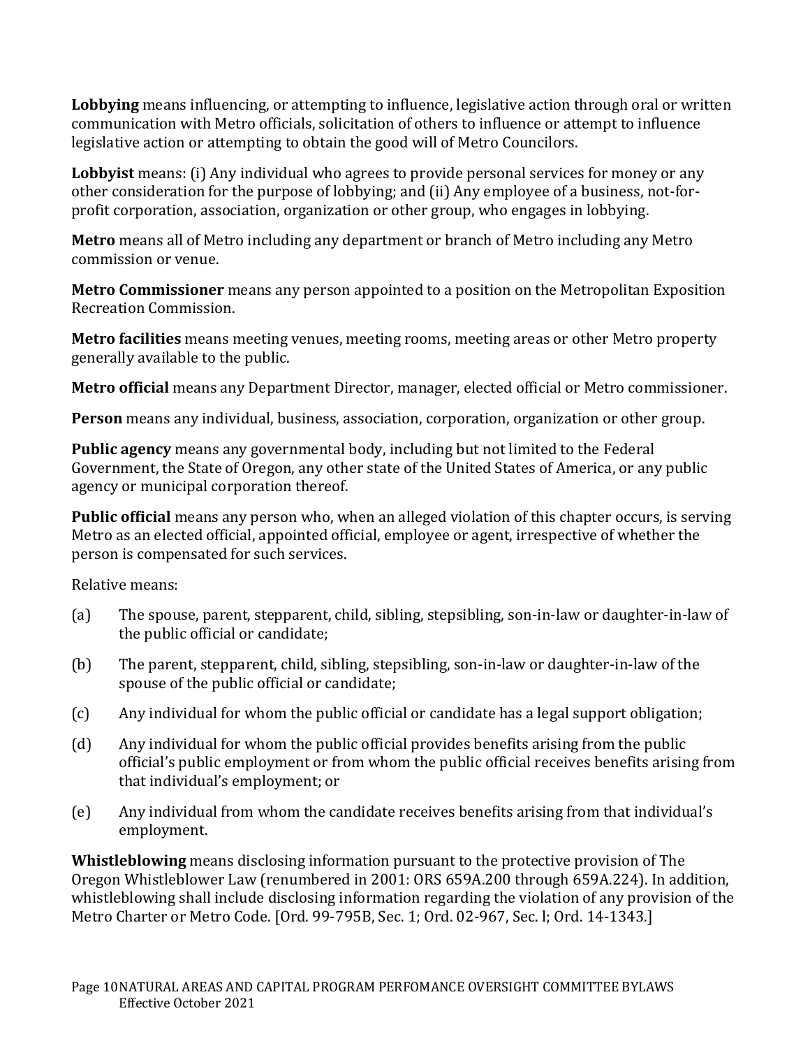**Lobbying** means influencing, or attempting to influence, legislative action through oral or written communication with Metro officials, solicitation of others to influence or attempt to influence legislative action or attempting to obtain the good will of Metro Councilors.

**Lobbyist** means: (i) Any individual who agrees to provide personal services for money or any other consideration for the purpose of lobbying; and (ii) Any employee of a business, not-for-profit corporation, association, organization or other group, who engages in lobbying.

**Metro** means all of Metro including any department or branch of Metro including any Metro commission or venue.

**Metro Commissioner** means any person appointed to a position on the Metropolitan Exposition Recreation Commission.

**Metro facilities** means meeting venues, meeting rooms, meeting areas or other Metro property generally available to the public.

**Metro official** means any Department Director, manager, elected official or Metro commissioner.

**Person** means any individual, business, association, corporation, organization or other group.

**Public agency** means any governmental body, including but not limited to the Federal Government, the State of Oregon, any other state of the United States of America, or any public agency or municipal corporation thereof.

**Public official** means any person who, when an alleged violation of this chapter occurs, is serving Metro as an elected official, appointed official, employee or agent, irrespective of whether the person is compensated for such services.

Relative means:

(a) The spouse, parent, stepparent, child, sibling, stepsibling, son-in-law or daughter-in-law of the public official or candidate;

(b) The parent, stepparent, child, sibling, stepsibling, son-in-law or daughter-in-law of the spouse of the public official or candidate;

(c) Any individual for whom the public official or candidate has a legal support obligation;

(d) Any individual for whom the public official provides benefits arising from the public official's public employment or from whom the public official receives benefits arising from that individual's employment; or

(e) Any individual from whom the candidate receives benefits arising from that individual's employment.

**Whistleblowing** means disclosing information pursuant to the protective provision of The Oregon Whistleblower Law (renumbered in 2001: ORS 659A.200 through 659A.224). In addition, whistleblowing shall include disclosing information regarding the violation of any provision of the Metro Charter or Metro Code. [Ord. 99-795B, Sec. 1; Ord. 02-967, Sec. l; Ord. 14-1343.]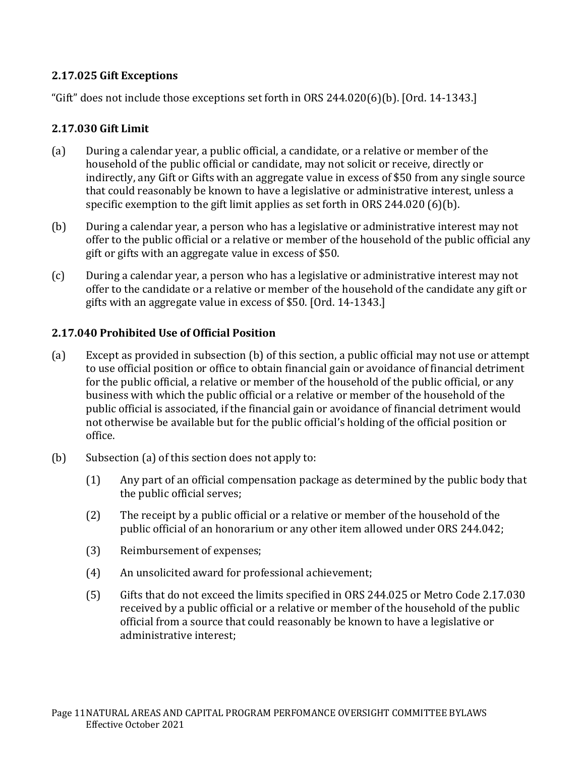### 2.17.025 Gift Exceptions

"Gift" does not include those exceptions set forth in ORS 244.020(6)(b). [Ord. 14-1343.]

### 2.17.030 Gift Limit

(a) During a calendar year, a public official, a candidate, or a relative or member of the household of the public official or candidate, may not solicit or receive, directly or indirectly, any Gift or Gifts with an aggregate value in excess of $50 from any single source that could reasonably be known to have a legislative or administrative interest, unless a specific exemption to the gift limit applies as set forth in ORS 244.020 (6)(b).

(b) During a calendar year, a person who has a legislative or administrative interest may not offer to the public official or a relative or member of the household of the public official any gift or gifts with an aggregate value in excess of $50.

(c) During a calendar year, a person who has a legislative or administrative interest may not offer to the candidate or a relative or member of the household of the candidate any gift or gifts with an aggregate value in excess of $50. [Ord. 14-1343.]

### 2.17.040 Prohibited Use of Official Position

(a) Except as provided in subsection (b) of this section, a public official may not use or attempt to use official position or office to obtain financial gain or avoidance of financial detriment for the public official, a relative or member of the household of the public official, or any business with which the public official or a relative or member of the household of the public official is associated, if the financial gain or avoidance of financial detriment would not otherwise be available but for the public official's holding of the official position or office.

(b) Subsection (a) of this section does not apply to:

  (1) Any part of an official compensation package as determined by the public body that the public official serves;

  (2) The receipt by a public official or a relative or member of the household of the public official of an honorarium or any other item allowed under ORS 244.042;

  (3) Reimbursement of expenses;

  (4) An unsolicited award for professional achievement;

  (5) Gifts that do not exceed the limits specified in ORS 244.025 or Metro Code 2.17.030 received by a public official or a relative or member of the household of the public official from a source that could reasonably be known to have a legislative or administrative interest;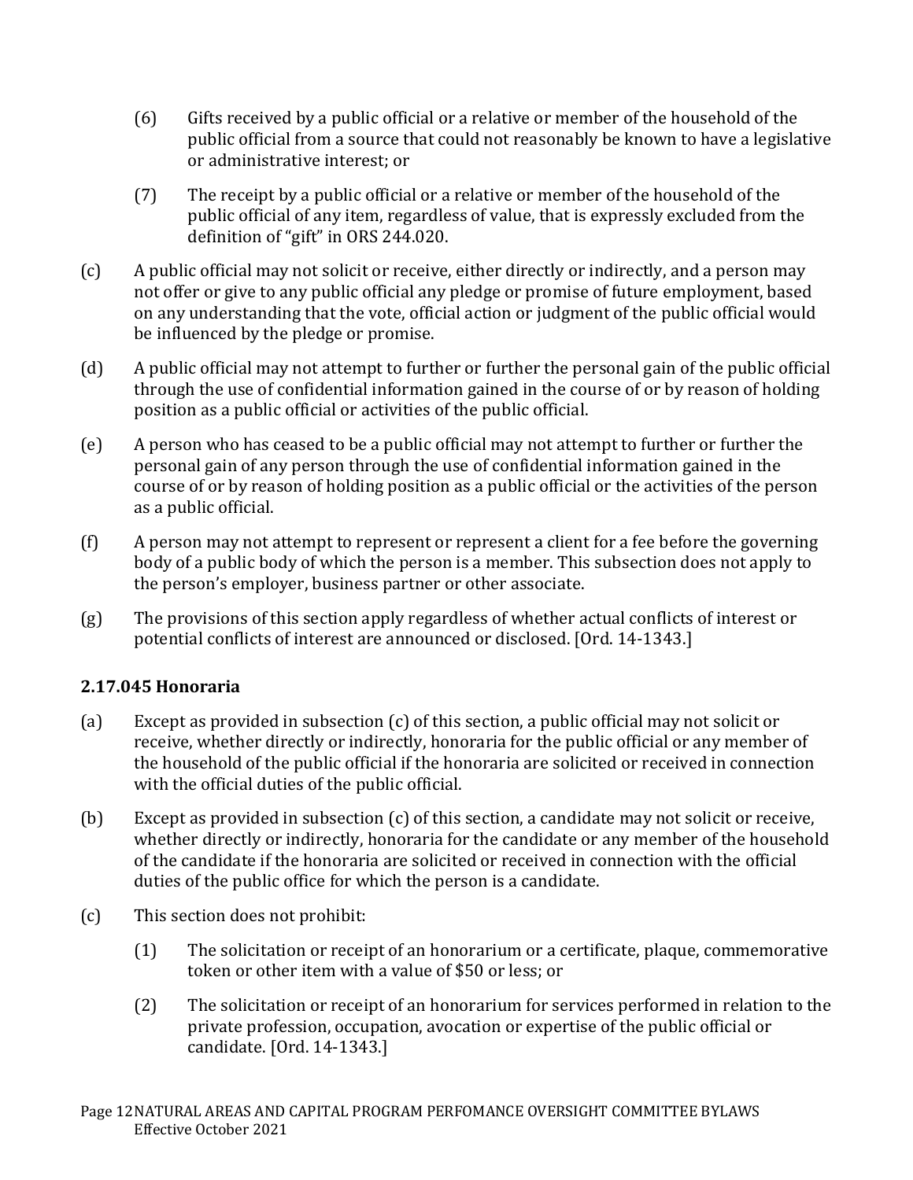(6) Gifts received by a public official or a relative or member of the household of the public official from a source that could not reasonably be known to have a legislative or administrative interest; or

(7) The receipt by a public official or a relative or member of the household of the public official of any item, regardless of value, that is expressly excluded from the definition of "gift" in ORS 244.020.

(c) A public official may not solicit or receive, either directly or indirectly, and a person may not offer or give to any public official any pledge or promise of future employment, based on any understanding that the vote, official action or judgment of the public official would be influenced by the pledge or promise.

(d) A public official may not attempt to further or further the personal gain of the public official through the use of confidential information gained in the course of or by reason of holding position as a public official or activities of the public official.

(e) A person who has ceased to be a public official may not attempt to further or further the personal gain of any person through the use of confidential information gained in the course of or by reason of holding position as a public official or the activities of the person as a public official.

(f) A person may not attempt to represent or represent a client for a fee before the governing body of a public body of which the person is a member. This subsection does not apply to the person's employer, business partner or other associate.

(g) The provisions of this section apply regardless of whether actual conflicts of interest or potential conflicts of interest are announced or disclosed. [Ord. 14-1343.]

### 2.17.045 Honoraria

(a) Except as provided in subsection (c) of this section, a public official may not solicit or receive, whether directly or indirectly, honoraria for the public official or any member of the household of the public official if the honoraria are solicited or received in connection with the official duties of the public official.

(b) Except as provided in subsection (c) of this section, a candidate may not solicit or receive, whether directly or indirectly, honoraria for the candidate or any member of the household of the candidate if the honoraria are solicited or received in connection with the official duties of the public office for which the person is a candidate.

(c) This section does not prohibit:

(1) The solicitation or receipt of an honorarium or a certificate, plaque, commemorative token or other item with a value of $50 or less; or

(2) The solicitation or receipt of an honorarium for services performed in relation to the private profession, occupation, avocation or expertise of the public official or candidate. [Ord. 14-1343.]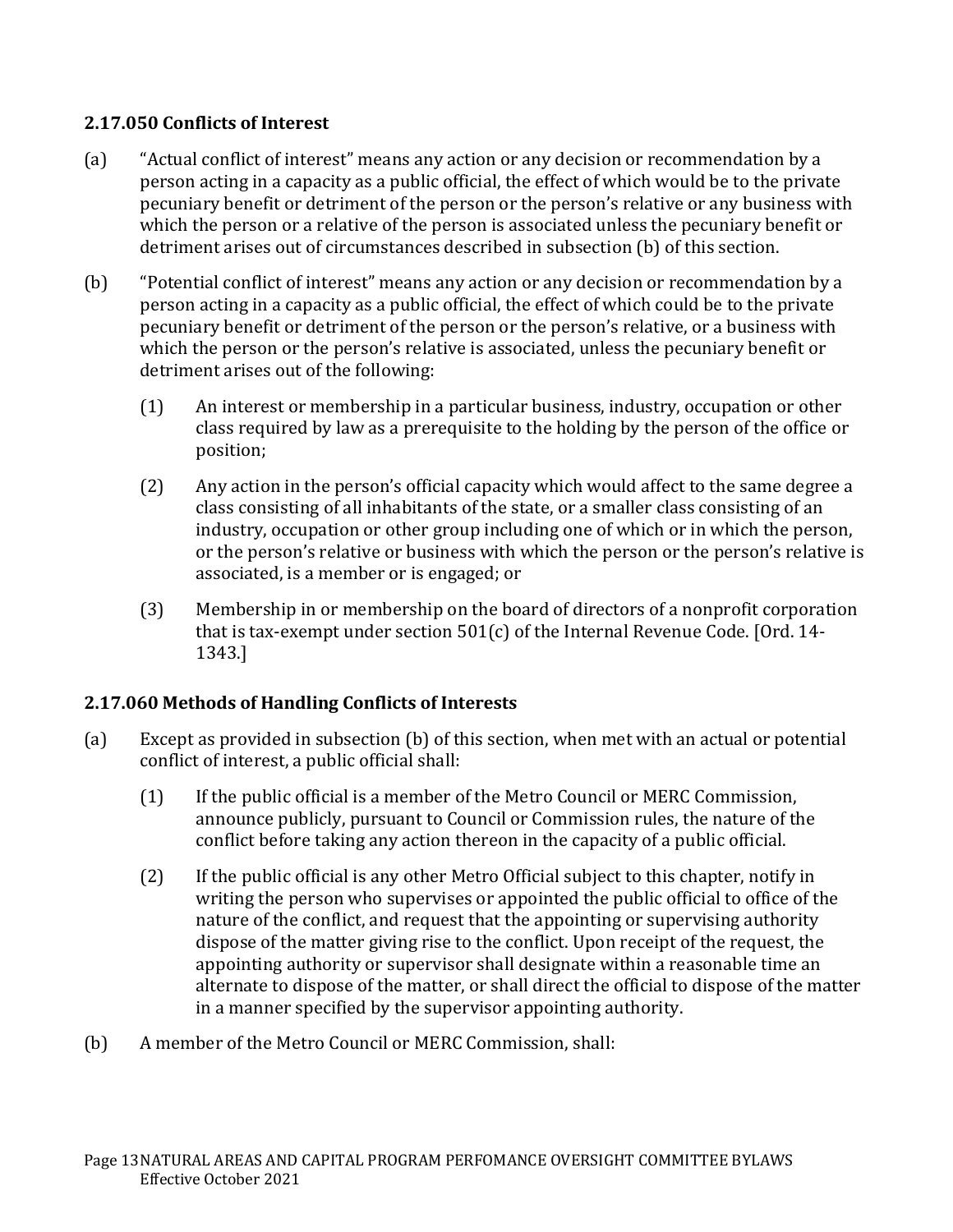### 2.17.050 Conflicts of Interest

(a) "Actual conflict of interest" means any action or any decision or recommendation by a person acting in a capacity as a public official, the effect of which would be to the private pecuniary benefit or detriment of the person or the person's relative or any business with which the person or a relative of the person is associated unless the pecuniary benefit or detriment arises out of circumstances described in subsection (b) of this section.

(b) "Potential conflict of interest" means any action or any decision or recommendation by a person acting in a capacity as a public official, the effect of which could be to the private pecuniary benefit or detriment of the person or the person's relative, or a business with which the person or the person's relative is associated, unless the pecuniary benefit or detriment arises out of the following:

(1) An interest or membership in a particular business, industry, occupation or other class required by law as a prerequisite to the holding by the person of the office or position;

(2) Any action in the person's official capacity which would affect to the same degree a class consisting of all inhabitants of the state, or a smaller class consisting of an industry, occupation or other group including one of which or in which the person, or the person's relative or business with which the person or the person's relative is associated, is a member or is engaged; or

(3) Membership in or membership on the board of directors of a nonprofit corporation that is tax-exempt under section 501(c) of the Internal Revenue Code. [Ord. 14-1343.]

### 2.17.060 Methods of Handling Conflicts of Interests

(a) Except as provided in subsection (b) of this section, when met with an actual or potential conflict of interest, a public official shall:

(1) If the public official is a member of the Metro Council or MERC Commission, announce publicly, pursuant to Council or Commission rules, the nature of the conflict before taking any action thereon in the capacity of a public official.

(2) If the public official is any other Metro Official subject to this chapter, notify in writing the person who supervises or appointed the public official to office of the nature of the conflict, and request that the appointing or supervising authority dispose of the matter giving rise to the conflict. Upon receipt of the request, the appointing authority or supervisor shall designate within a reasonable time an alternate to dispose of the matter, or shall direct the official to dispose of the matter in a manner specified by the supervisor appointing authority.

(b) A member of the Metro Council or MERC Commission, shall: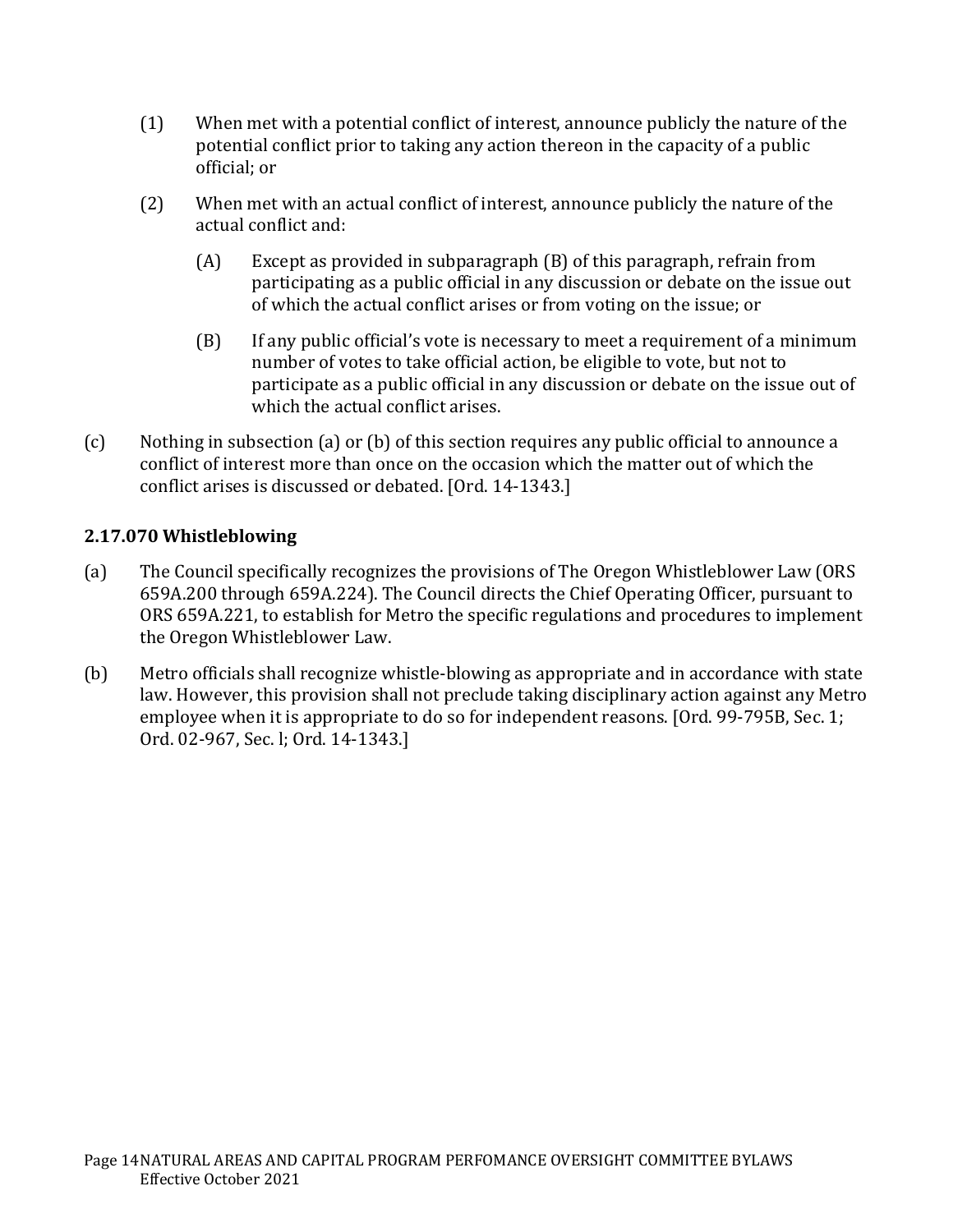(1) When met with a potential conflict of interest, announce publicly the nature of the potential conflict prior to taking any action thereon in the capacity of a public official; or

(2) When met with an actual conflict of interest, announce publicly the nature of the actual conflict and:

(A) Except as provided in subparagraph (B) of this paragraph, refrain from participating as a public official in any discussion or debate on the issue out of which the actual conflict arises or from voting on the issue; or

(B) If any public official's vote is necessary to meet a requirement of a minimum number of votes to take official action, be eligible to vote, but not to participate as a public official in any discussion or debate on the issue out of which the actual conflict arises.

(c) Nothing in subsection (a) or (b) of this section requires any public official to announce a conflict of interest more than once on the occasion which the matter out of which the conflict arises is discussed or debated. [Ord. 14-1343.]

### 2.17.070 Whistleblowing

(a) The Council specifically recognizes the provisions of The Oregon Whistleblower Law (ORS 659A.200 through 659A.224). The Council directs the Chief Operating Officer, pursuant to ORS 659A.221, to establish for Metro the specific regulations and procedures to implement the Oregon Whistleblower Law.

(b) Metro officials shall recognize whistle-blowing as appropriate and in accordance with state law. However, this provision shall not preclude taking disciplinary action against any Metro employee when it is appropriate to do so for independent reasons. [Ord. 99-795B, Sec. 1; Ord. 02-967, Sec. l; Ord. 14-1343.]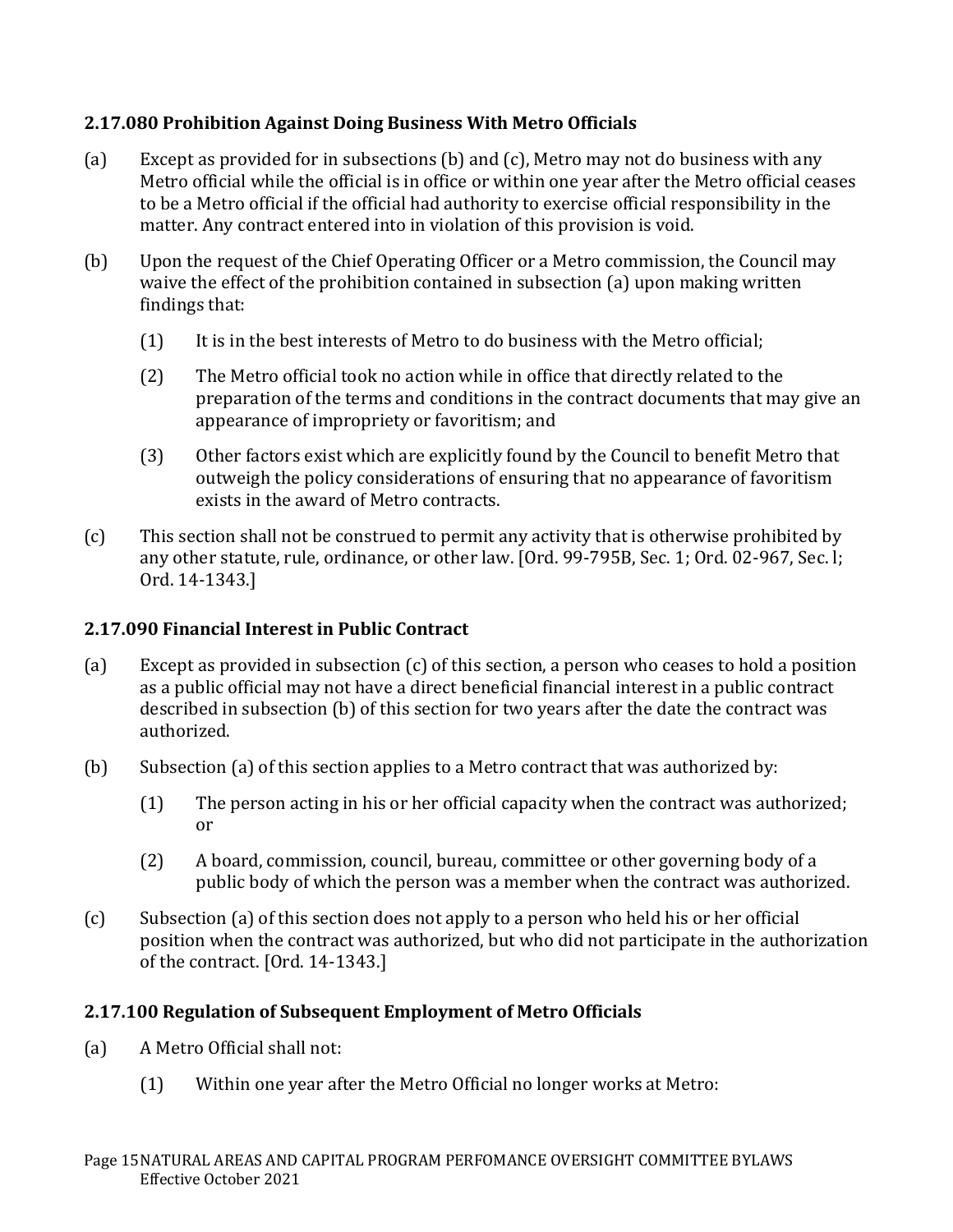### 2.17.080 Prohibition Against Doing Business With Metro Officials

(a) Except as provided for in subsections (b) and (c), Metro may not do business with any Metro official while the official is in office or within one year after the Metro official ceases to be a Metro official if the official had authority to exercise official responsibility in the matter. Any contract entered into in violation of this provision is void.

(b) Upon the request of the Chief Operating Officer or a Metro commission, the Council may waive the effect of the prohibition contained in subsection (a) upon making written findings that:

  (1) It is in the best interests of Metro to do business with the Metro official;

  (2) The Metro official took no action while in office that directly related to the preparation of the terms and conditions in the contract documents that may give an appearance of impropriety or favoritism; and

  (3) Other factors exist which are explicitly found by the Council to benefit Metro that outweigh the policy considerations of ensuring that no appearance of favoritism exists in the award of Metro contracts.

(c) This section shall not be construed to permit any activity that is otherwise prohibited by any other statute, rule, ordinance, or other law. [Ord. 99-795B, Sec. 1; Ord. 02-967, Sec. l; Ord. 14-1343.]

### 2.17.090 Financial Interest in Public Contract

(a) Except as provided in subsection (c) of this section, a person who ceases to hold a position as a public official may not have a direct beneficial financial interest in a public contract described in subsection (b) of this section for two years after the date the contract was authorized.

(b) Subsection (a) of this section applies to a Metro contract that was authorized by:

  (1) The person acting in his or her official capacity when the contract was authorized; or

  (2) A board, commission, council, bureau, committee or other governing body of a public body of which the person was a member when the contract was authorized.

(c) Subsection (a) of this section does not apply to a person who held his or her official position when the contract was authorized, but who did not participate in the authorization of the contract. [Ord. 14-1343.]

### 2.17.100 Regulation of Subsequent Employment of Metro Officials

(a) A Metro Official shall not:

  (1) Within one year after the Metro Official no longer works at Metro: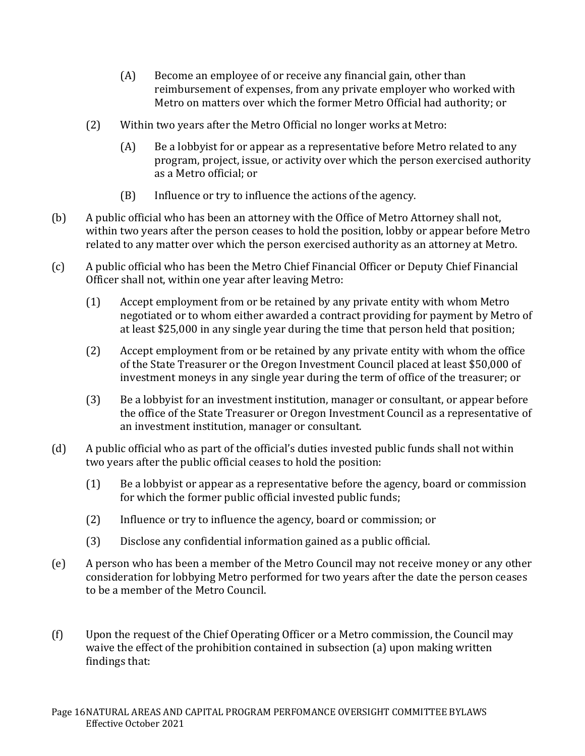(A) Become an employee of or receive any financial gain, other than reimbursement of expenses, from any private employer who worked with Metro on matters over which the former Metro Official had authority; or

(2) Within two years after the Metro Official no longer works at Metro:

(A) Be a lobbyist for or appear as a representative before Metro related to any program, project, issue, or activity over which the person exercised authority as a Metro official; or

(B) Influence or try to influence the actions of the agency.

(b) A public official who has been an attorney with the Office of Metro Attorney shall not, within two years after the person ceases to hold the position, lobby or appear before Metro related to any matter over which the person exercised authority as an attorney at Metro.

(c) A public official who has been the Metro Chief Financial Officer or Deputy Chief Financial Officer shall not, within one year after leaving Metro:

(1) Accept employment from or be retained by any private entity with whom Metro negotiated or to whom either awarded a contract providing for payment by Metro of at least $25,000 in any single year during the time that person held that position;

(2) Accept employment from or be retained by any private entity with whom the office of the State Treasurer or the Oregon Investment Council placed at least $50,000 of investment moneys in any single year during the term of office of the treasurer; or

(3) Be a lobbyist for an investment institution, manager or consultant, or appear before the office of the State Treasurer or Oregon Investment Council as a representative of an investment institution, manager or consultant.

(d) A public official who as part of the official's duties invested public funds shall not within two years after the public official ceases to hold the position:

(1) Be a lobbyist or appear as a representative before the agency, board or commission for which the former public official invested public funds;

(2) Influence or try to influence the agency, board or commission; or

(3) Disclose any confidential information gained as a public official.

(e) A person who has been a member of the Metro Council may not receive money or any other consideration for lobbying Metro performed for two years after the date the person ceases to be a member of the Metro Council.

(f) Upon the request of the Chief Operating Officer or a Metro commission, the Council may waive the effect of the prohibition contained in subsection (a) upon making written findings that: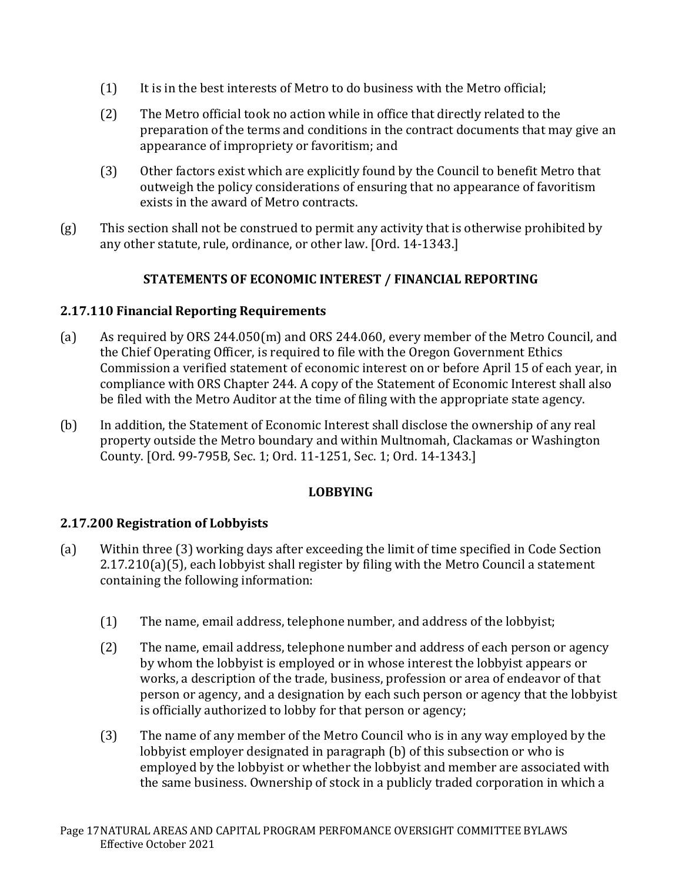(1) It is in the best interests of Metro to do business with the Metro official;

(2) The Metro official took no action while in office that directly related to the preparation of the terms and conditions in the contract documents that may give an appearance of impropriety or favoritism; and

(3) Other factors exist which are explicitly found by the Council to benefit Metro that outweigh the policy considerations of ensuring that no appearance of favoritism exists in the award of Metro contracts.

(g) This section shall not be construed to permit any activity that is otherwise prohibited by any other statute, rule, ordinance, or other law. [Ord. 14-1343.]

## STATEMENTS OF ECONOMIC INTEREST / FINANCIAL REPORTING

### 2.17.110 Financial Reporting Requirements

(a) As required by ORS 244.050(m) and ORS 244.060, every member of the Metro Council, and the Chief Operating Officer, is required to file with the Oregon Government Ethics Commission a verified statement of economic interest on or before April 15 of each year, in compliance with ORS Chapter 244. A copy of the Statement of Economic Interest shall also be filed with the Metro Auditor at the time of filing with the appropriate state agency.

(b) In addition, the Statement of Economic Interest shall disclose the ownership of any real property outside the Metro boundary and within Multnomah, Clackamas or Washington County. [Ord. 99-795B, Sec. 1; Ord. 11-1251, Sec. 1; Ord. 14-1343.]

## LOBBYING

### 2.17.200 Registration of Lobbyists

(a) Within three (3) working days after exceeding the limit of time specified in Code Section 2.17.210(a)(5), each lobbyist shall register by filing with the Metro Council a statement containing the following information:

(1) The name, email address, telephone number, and address of the lobbyist;

(2) The name, email address, telephone number and address of each person or agency by whom the lobbyist is employed or in whose interest the lobbyist appears or works, a description of the trade, business, profession or area of endeavor of that person or agency, and a designation by each such person or agency that the lobbyist is officially authorized to lobby for that person or agency;

(3) The name of any member of the Metro Council who is in any way employed by the lobbyist employer designated in paragraph (b) of this subsection or who is employed by the lobbyist or whether the lobbyist and member are associated with the same business. Ownership of stock in a publicly traded corporation in which a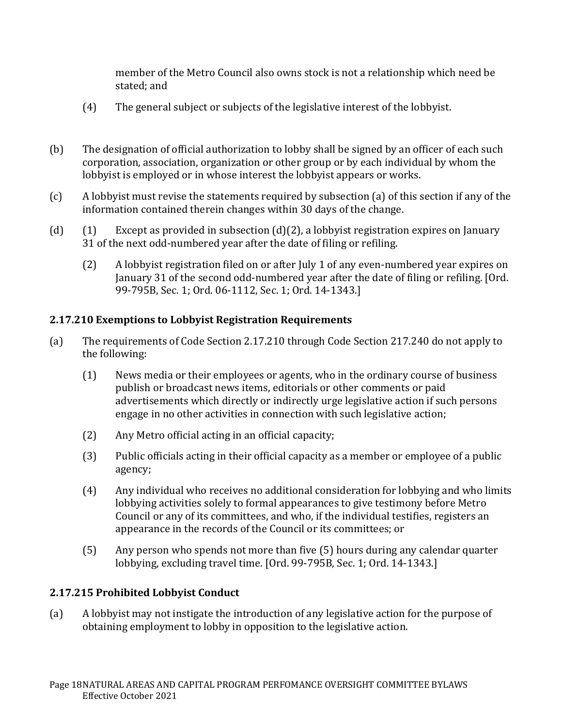member of the Metro Council also owns stock is not a relationship which need be stated; and

(4) The general subject or subjects of the legislative interest of the lobbyist.

(b) The designation of official authorization to lobby shall be signed by an officer of each such corporation, association, organization or other group or by each individual by whom the lobbyist is employed or in whose interest the lobbyist appears or works.

(c) A lobbyist must revise the statements required by subsection (a) of this section if any of the information contained therein changes within 30 days of the change.

(d) (1) Except as provided in subsection (d)(2), a lobbyist registration expires on January 31 of the next odd-numbered year after the date of filing or refiling.

(2) A lobbyist registration filed on or after July 1 of any even-numbered year expires on January 31 of the second odd-numbered year after the date of filing or refiling. [Ord. 99-795B, Sec. 1; Ord. 06-1112, Sec. 1; Ord. 14-1343.]

### 2.17.210 Exemptions to Lobbyist Registration Requirements

(a) The requirements of Code Section 2.17.210 through Code Section 217.240 do not apply to the following:

(1) News media or their employees or agents, who in the ordinary course of business publish or broadcast news items, editorials or other comments or paid advertisements which directly or indirectly urge legislative action if such persons engage in no other activities in connection with such legislative action;

(2) Any Metro official acting in an official capacity;

(3) Public officials acting in their official capacity as a member or employee of a public agency;

(4) Any individual who receives no additional consideration for lobbying and who limits lobbying activities solely to formal appearances to give testimony before Metro Council or any of its committees, and who, if the individual testifies, registers an appearance in the records of the Council or its committees; or

(5) Any person who spends not more than five (5) hours during any calendar quarter lobbying, excluding travel time. [Ord. 99-795B, Sec. 1; Ord. 14-1343.]

### 2.17.215 Prohibited Lobbyist Conduct

(a) A lobbyist may not instigate the introduction of any legislative action for the purpose of obtaining employment to lobby in opposition to the legislative action.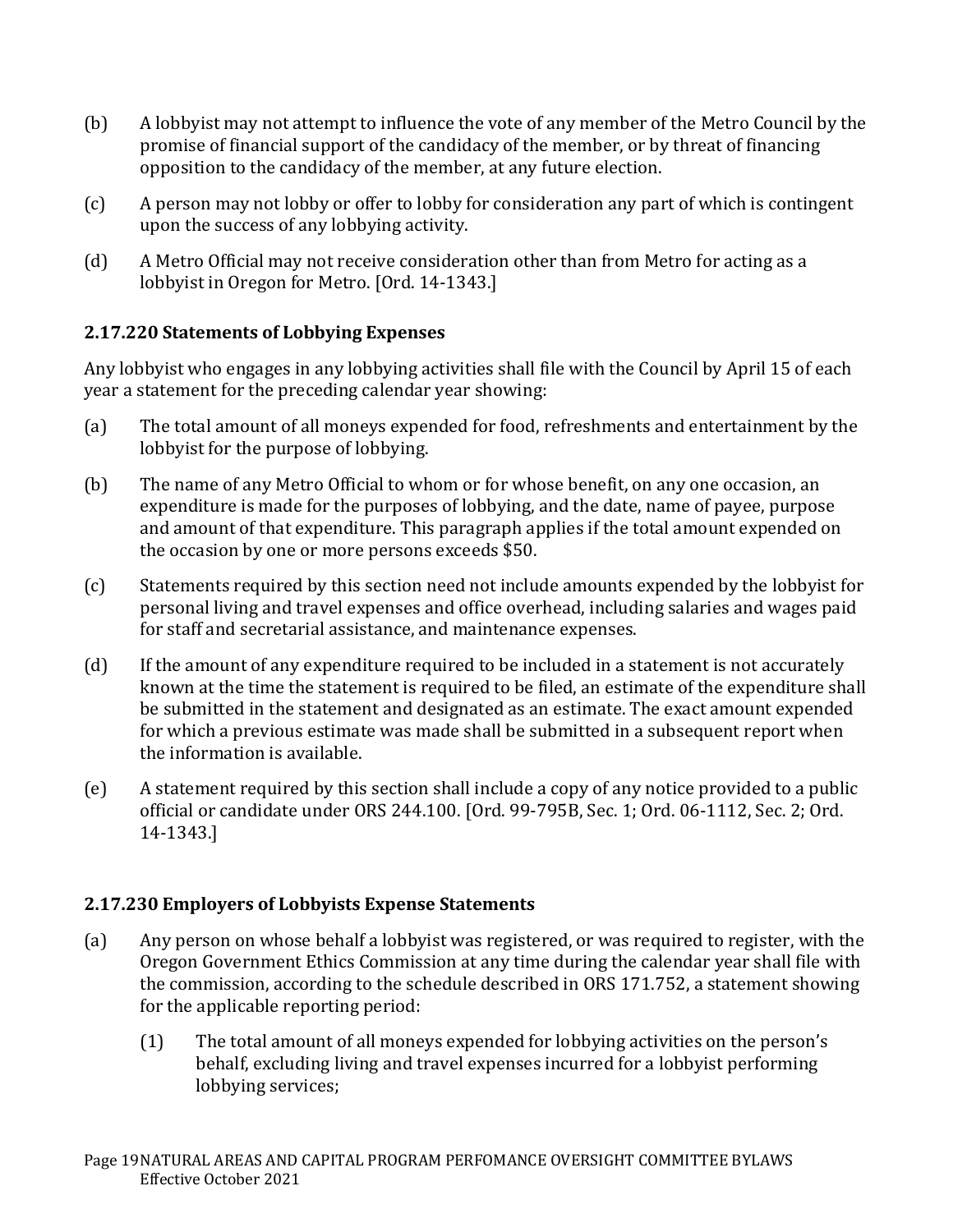(b) A lobbyist may not attempt to influence the vote of any member of the Metro Council by the promise of financial support of the candidacy of the member, or by threat of financing opposition to the candidacy of the member, at any future election.

(c) A person may not lobby or offer to lobby for consideration any part of which is contingent upon the success of any lobbying activity.

(d) A Metro Official may not receive consideration other than from Metro for acting as a lobbyist in Oregon for Metro. [Ord. 14-1343.]

### 2.17.220 Statements of Lobbying Expenses

Any lobbyist who engages in any lobbying activities shall file with the Council by April 15 of each year a statement for the preceding calendar year showing:

(a) The total amount of all moneys expended for food, refreshments and entertainment by the lobbyist for the purpose of lobbying.

(b) The name of any Metro Official to whom or for whose benefit, on any one occasion, an expenditure is made for the purposes of lobbying, and the date, name of payee, purpose and amount of that expenditure. This paragraph applies if the total amount expended on the occasion by one or more persons exceeds $50.

(c) Statements required by this section need not include amounts expended by the lobbyist for personal living and travel expenses and office overhead, including salaries and wages paid for staff and secretarial assistance, and maintenance expenses.

(d) If the amount of any expenditure required to be included in a statement is not accurately known at the time the statement is required to be filed, an estimate of the expenditure shall be submitted in the statement and designated as an estimate. The exact amount expended for which a previous estimate was made shall be submitted in a subsequent report when the information is available.

(e) A statement required by this section shall include a copy of any notice provided to a public official or candidate under ORS 244.100. [Ord. 99-795B, Sec. 1; Ord. 06-1112, Sec. 2; Ord. 14-1343.]

### 2.17.230 Employers of Lobbyists Expense Statements

(a) Any person on whose behalf a lobbyist was registered, or was required to register, with the Oregon Government Ethics Commission at any time during the calendar year shall file with the commission, according to the schedule described in ORS 171.752, a statement showing for the applicable reporting period:

  (1) The total amount of all moneys expended for lobbying activities on the person's behalf, excluding living and travel expenses incurred for a lobbyist performing lobbying services;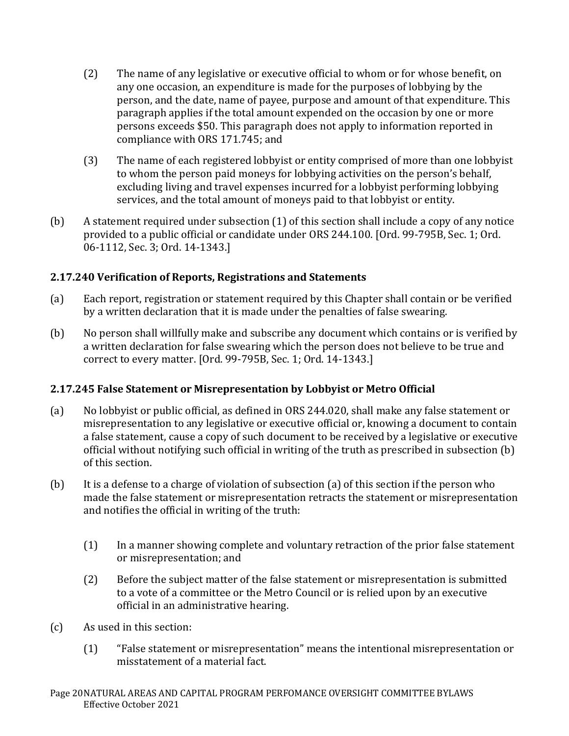(2) The name of any legislative or executive official to whom or for whose benefit, on any one occasion, an expenditure is made for the purposes of lobbying by the person, and the date, name of payee, purpose and amount of that expenditure. This paragraph applies if the total amount expended on the occasion by one or more persons exceeds $50. This paragraph does not apply to information reported in compliance with ORS 171.745; and

(3) The name of each registered lobbyist or entity comprised of more than one lobbyist to whom the person paid moneys for lobbying activities on the person's behalf, excluding living and travel expenses incurred for a lobbyist performing lobbying services, and the total amount of moneys paid to that lobbyist or entity.

(b) A statement required under subsection (1) of this section shall include a copy of any notice provided to a public official or candidate under ORS 244.100. [Ord. 99-795B, Sec. 1; Ord. 06-1112, Sec. 3; Ord. 14-1343.]

### 2.17.240 Verification of Reports, Registrations and Statements

(a) Each report, registration or statement required by this Chapter shall contain or be verified by a written declaration that it is made under the penalties of false swearing.

(b) No person shall willfully make and subscribe any document which contains or is verified by a written declaration for false swearing which the person does not believe to be true and correct to every matter. [Ord. 99-795B, Sec. 1; Ord. 14-1343.]

### 2.17.245 False Statement or Misrepresentation by Lobbyist or Metro Official

(a) No lobbyist or public official, as defined in ORS 244.020, shall make any false statement or misrepresentation to any legislative or executive official or, knowing a document to contain a false statement, cause a copy of such document to be received by a legislative or executive official without notifying such official in writing of the truth as prescribed in subsection (b) of this section.

(b) It is a defense to a charge of violation of subsection (a) of this section if the person who made the false statement or misrepresentation retracts the statement or misrepresentation and notifies the official in writing of the truth:

(1) In a manner showing complete and voluntary retraction of the prior false statement or misrepresentation; and

(2) Before the subject matter of the false statement or misrepresentation is submitted to a vote of a committee or the Metro Council or is relied upon by an executive official in an administrative hearing.

(c) As used in this section:

(1) "False statement or misrepresentation" means the intentional misrepresentation or misstatement of a material fact.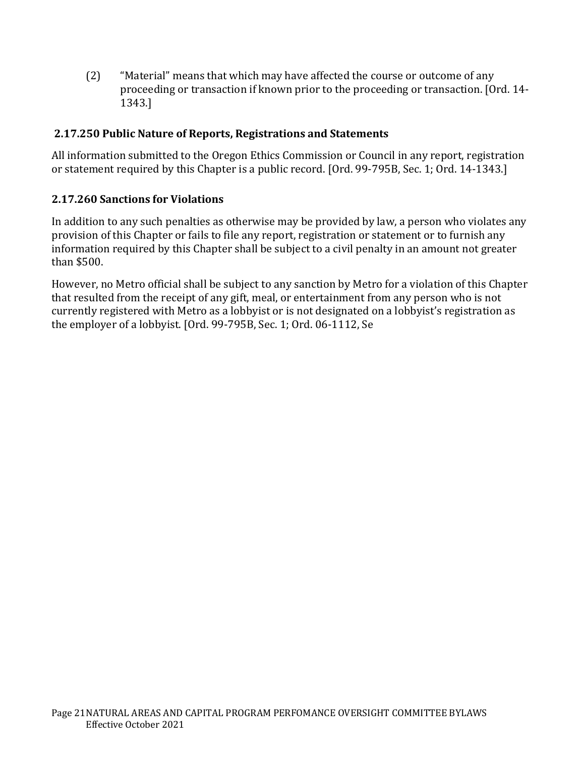(2) "Material" means that which may have affected the course or outcome of any proceeding or transaction if known prior to the proceeding or transaction. [Ord. 14-1343.]

### 2.17.250 Public Nature of Reports, Registrations and Statements

All information submitted to the Oregon Ethics Commission or Council in any report, registration or statement required by this Chapter is a public record. [Ord. 99-795B, Sec. 1; Ord. 14-1343.]

### 2.17.260 Sanctions for Violations

In addition to any such penalties as otherwise may be provided by law, a person who violates any provision of this Chapter or fails to file any report, registration or statement or to furnish any information required by this Chapter shall be subject to a civil penalty in an amount not greater than $500.

However, no Metro official shall be subject to any sanction by Metro for a violation of this Chapter that resulted from the receipt of any gift, meal, or entertainment from any person who is not currently registered with Metro as a lobbyist or is not designated on a lobbyist's registration as the employer of a lobbyist. [Ord. 99-795B, Sec. 1; Ord. 06-1112, Se